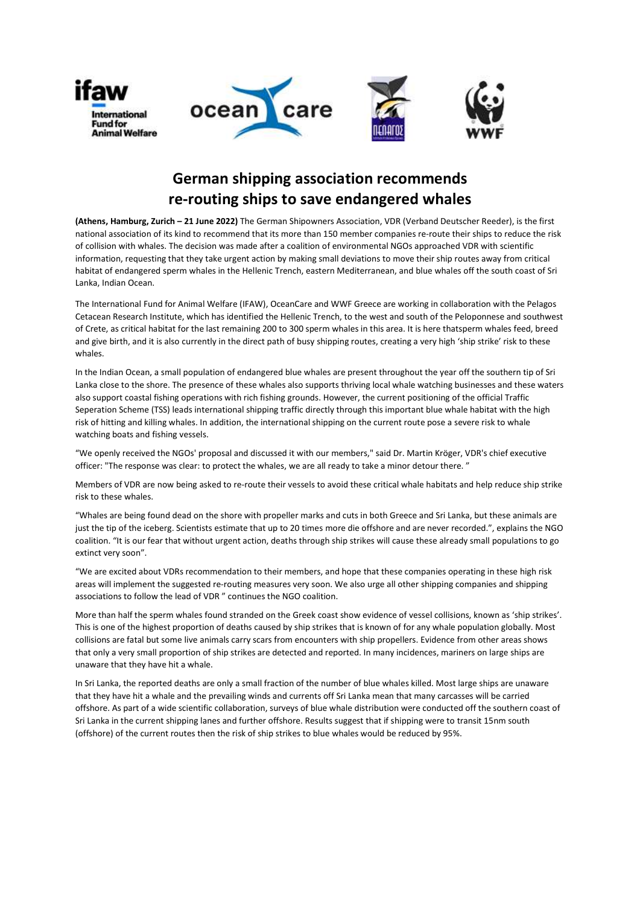# German shipping association recommends re-routing ships to save endangered whales

**(Athens, Hamburg, Zurich – 21 June 2022)** The German Shipowners Association, VDR (Verband Deutscher Reeder), is the first national association of its kind to recommend that its more than 150 member companies re-route their ships to reduce the risk of collision with whales. The decision was made after a coalition of environmental NGOs approached VDR with scientific information, requesting that they take urgent action by making small deviations to move their ship routes away from critical habitat of endangered sperm whales in the Hellenic Trench, eastern Mediterranean, and blue whales off the south coast of Sri Lanka, Indian Ocean.

The International Fund for Animal Welfare (IFAW), OceanCare and WWF Greece are working in collaboration with the Pelagos Cetacean Research Institute, which has identified the Hellenic Trench, to the west and south of the Peloponnese and southwest of Crete, as critical habitat for the last remaining 200 to 300 sperm whales in this area. It is here thatsperm whales feed, breed and give birth, and it is also currently in the direct path of busy shipping routes, creating a very high 'ship strike' risk to these whales.

In the Indian Ocean, a small population of endangered blue whales are present throughout the year off the southern tip of Sri Lanka close to the shore. The presence of these whales also supports thriving local whale watching businesses and these waters also support coastal fishing operations with rich fishing grounds. However, the current positioning of the official Traffic Seperation Scheme (TSS) leads international shipping traffic directly through this important blue whale habitat with the high risk of hitting and killing whales. In addition, the international shipping on the current route pose a severe risk to whale watching boats and fishing vessels.

"We openly received the NGOs' proposal and discussed it with our members," said Dr. Martin Kröger, VDR's chief executive officer: "The response was clear: to protect the whales, we are all ready to take a minor detour there. "

Members of VDR are now being asked to re-route their vessels to avoid these critical whale habitats and help reduce ship strike risk to these whales.

"Whales are being found dead on the shore with propeller marks and cuts in both Greece and Sri Lanka, but these animals are just the tip of the iceberg. Scientists estimate that up to 20 times more die offshore and are never recorded.", explains the NGO coalition. "It is our fear that without urgent action, deaths through ship strikes will cause these already small populations to go extinct very soon".

"We are excited about VDRs recommendation to their members, and hope that these companies operating in these high risk areas will implement the suggested re-routing measures very soon. We also urge all other shipping companies and shipping associations to follow the lead of VDR " continues the NGO coalition.

More than half the sperm whales found stranded on the Greek coast show evidence of vessel collisions, known as 'ship strikes'. This is one of the highest proportion of deaths caused by ship strikes that is known of for any whale population globally. Most collisions are fatal but some live animals carry scars from encounters with ship propellers. Evidence from other areas shows that only a very small proportion of ship strikes are detected and reported. In many incidences, mariners on large ships are unaware that they have hit a whale.

In Sri Lanka, the reported deaths are only a small fraction of the number of blue whales killed. Most large ships are unaware that they have hit a whale and the prevailing winds and currents off Sri Lanka mean that many carcasses will be carried offshore. As part of a wide scientific collaboration, surveys of blue whale distribution were conducted off the southern coast of Sri Lanka in the current shipping lanes and further offshore. Results suggest that if shipping were to transit 15nm south (offshore) of the current routes then the risk of ship strikes to blue whales would be reduced by 95%.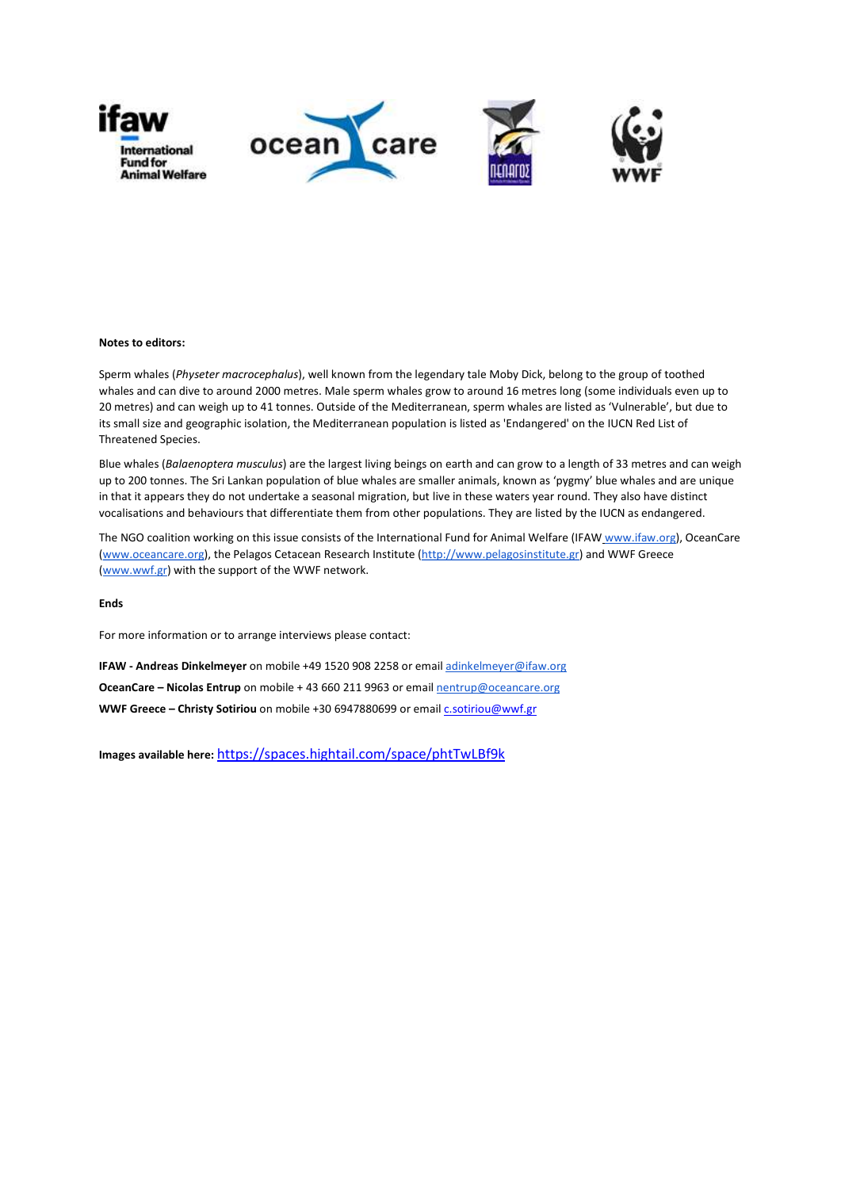**Notes to editors:**

Sperm whales (*Physeter macrocephalus*), well known from the legendary tale Moby Dick, belong to the group of toothed whales and can dive to around 2000 metres. Male sperm whales grow to around 16 metres long (some individuals even up to 20 metres) and can weigh up to 41 tonnes. Outside of the Mediterranean, sperm whales are listed as 'Vulnerable', but due to its small size and geographic isolation, the Mediterranean population is listed as 'Endangered' on the IUCN Red List of Threatened Species.

Blue whales (*Balaenoptera musculus*) are the largest living beings on earth and can grow to a length of 33 metres and can weigh up to 200 tonnes. The Sri Lankan population of blue whales are smaller animals, known as 'pygmy' blue whales and are unique in that it appears they do not undertake a seasonal migration, but live in these waters year round. They also have distinct vocalisations and behaviours that differentiate them from other populations. They are listed by the IUCN as endangered.

The NGO coalition working on this issue consists of the International Fund for Animal Welfare (IFAW www.ifaw.org), OceanCare (www.oceancare.org), the Pelagos Cetacean Research Institute (http://www.pelagosinstitute.gr) and WWF Greece (www.wwf.gr) with the support of the WWF network.

**Ends**

For more information or to arrange interviews please contact:

**IFAW - Andreas Dinkelmeyer** on mobile +49 1520 908 2258 or email adinkelmeyer@ifaw.org

**OceanCare – Nicolas Entrup** on mobile + 43 660 211 9963 or email nentrup@oceancare.org

**WWF Greece – Christy Sotiriou** on mobile +30 6947880699 or email c.sotiriou@wwf.gr

**Images available here:** https://spaces.hightail.com/space/phtTwLBf9k